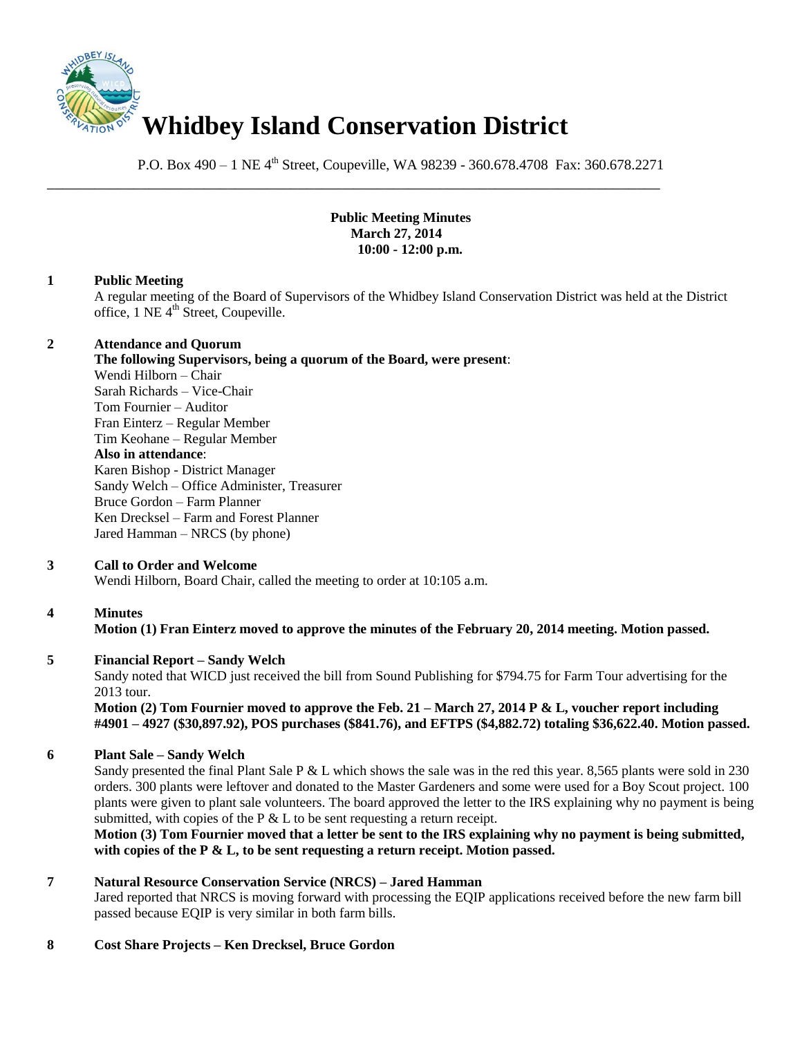# Whidbey Island Conservation District

P.O. Box 490 – 1 NE 4th Street, Coupeville, WA 98239 - 360.678.4708 Fax: 360.678.2271

---

**Public Meeting Minutes**
**March 27, 2014**
**10:00 - 12:00 p.m.**

**1 Public Meeting**

A regular meeting of the Board of Supervisors of the Whidbey Island Conservation District was held at the District office, 1 NE 4th Street, Coupeville.

**2 Attendance and Quorum**

**The following Supervisors, being a quorum of the Board, were present**:
Wendi Hilborn – Chair
Sarah Richards – Vice-Chair
Tom Fournier – Auditor
Fran Einterz – Regular Member
Tim Keohane – Regular Member
**Also in attendance**:
Karen Bishop - District Manager
Sandy Welch – Office Administer, Treasurer
Bruce Gordon – Farm Planner
Ken Drecksel – Farm and Forest Planner
Jared Hamman – NRCS (by phone)

**3 Call to Order and Welcome**

Wendi Hilborn, Board Chair, called the meeting to order at 10:105 a.m.

**4 Minutes**

**Motion (1) Fran Einterz moved to approve the minutes of the February 20, 2014 meeting. Motion passed.**

**5 Financial Report – Sandy Welch**

Sandy noted that WICD just received the bill from Sound Publishing for $794.75 for Farm Tour advertising for the 2013 tour.

**Motion (2) Tom Fournier moved to approve the Feb. 21 – March 27, 2014 P & L, voucher report including #4901 – 4927 ($30,897.92), POS purchases ($841.76), and EFTPS ($4,882.72) totaling $36,622.40. Motion passed.**

**6 Plant Sale – Sandy Welch**

Sandy presented the final Plant Sale P & L which shows the sale was in the red this year. 8,565 plants were sold in 230 orders. 300 plants were leftover and donated to the Master Gardeners and some were used for a Boy Scout project. 100 plants were given to plant sale volunteers. The board approved the letter to the IRS explaining why no payment is being submitted, with copies of the P & L to be sent requesting a return receipt.

**Motion (3) Tom Fournier moved that a letter be sent to the IRS explaining why no payment is being submitted, with copies of the P & L, to be sent requesting a return receipt. Motion passed.**

**7 Natural Resource Conservation Service (NRCS) – Jared Hamman**

Jared reported that NRCS is moving forward with processing the EQIP applications received before the new farm bill passed because EQIP is very similar in both farm bills.

**8 Cost Share Projects – Ken Drecksel, Bruce Gordon**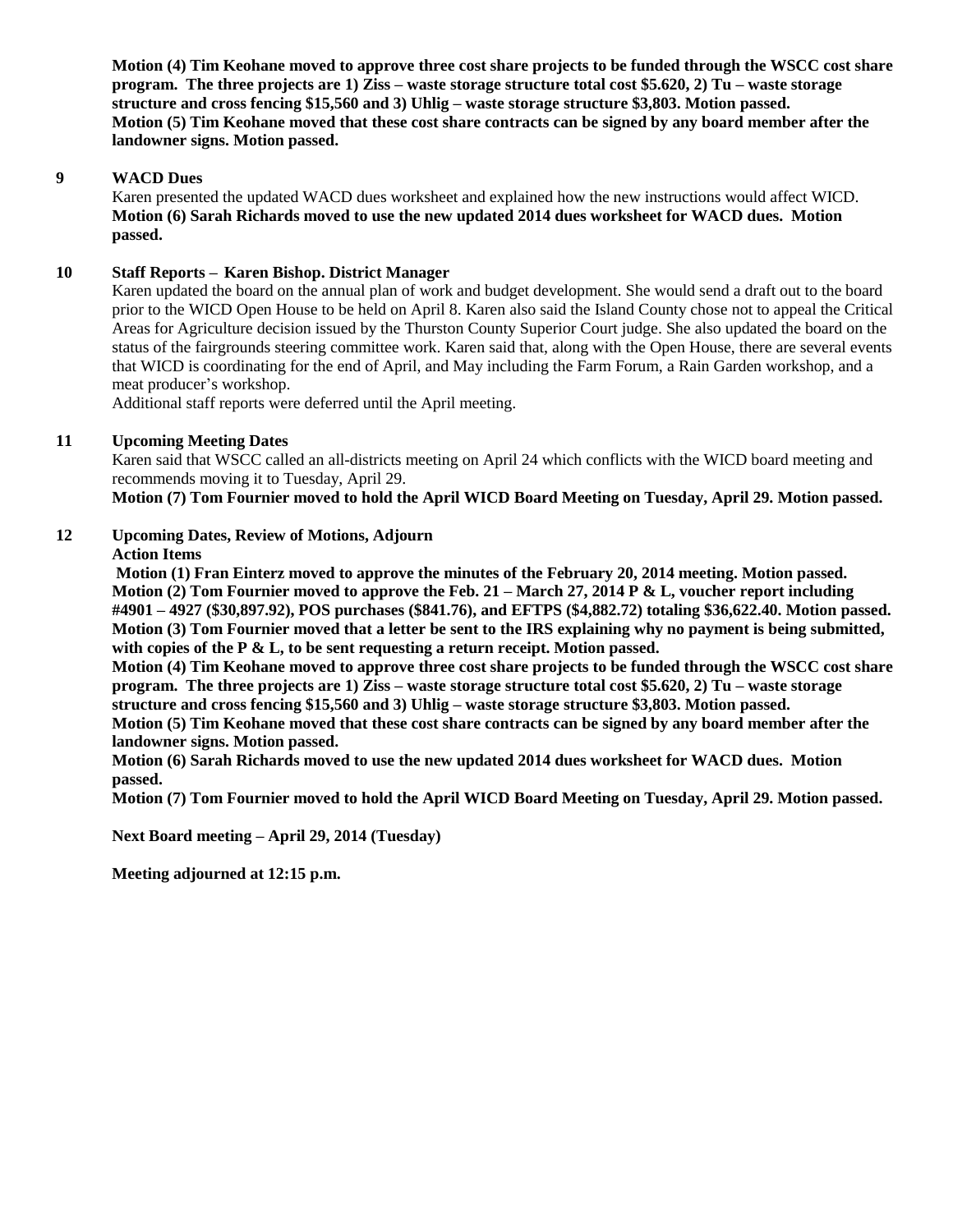**Motion (4) Tim Keohane moved to approve three cost share projects to be funded through the WSCC cost share program. The three projects are 1) Ziss – waste storage structure total cost $5.620, 2) Tu – waste storage structure and cross fencing $15,560 and 3) Uhlig – waste storage structure $3,803. Motion passed.**
**Motion (5) Tim Keohane moved that these cost share contracts can be signed by any board member after the landowner signs. Motion passed.**

**9 WACD Dues**

Karen presented the updated WACD dues worksheet and explained how the new instructions would affect WICD.
**Motion (6) Sarah Richards moved to use the new updated 2014 dues worksheet for WACD dues. Motion passed.**

**10 Staff Reports – Karen Bishop. District Manager**

Karen updated the board on the annual plan of work and budget development. She would send a draft out to the board prior to the WICD Open House to be held on April 8. Karen also said the Island County chose not to appeal the Critical Areas for Agriculture decision issued by the Thurston County Superior Court judge. She also updated the board on the status of the fairgrounds steering committee work. Karen said that, along with the Open House, there are several events that WICD is coordinating for the end of April, and May including the Farm Forum, a Rain Garden workshop, and a meat producer's workshop.

Additional staff reports were deferred until the April meeting.

**11 Upcoming Meeting Dates**

Karen said that WSCC called an all-districts meeting on April 24 which conflicts with the WICD board meeting and recommends moving it to Tuesday, April 29.
**Motion (7) Tom Fournier moved to hold the April WICD Board Meeting on Tuesday, April 29. Motion passed.**

**12 Upcoming Dates, Review of Motions, Adjourn**

**Action Items**

**Motion (1) Fran Einterz moved to approve the minutes of the February 20, 2014 meeting. Motion passed.**
**Motion (2) Tom Fournier moved to approve the Feb. 21 – March 27, 2014 P & L, voucher report including #4901 – 4927 ($30,897.92), POS purchases ($841.76), and EFTPS ($4,882.72) totaling $36,622.40. Motion passed.**
**Motion (3) Tom Fournier moved that a letter be sent to the IRS explaining why no payment is being submitted, with copies of the P & L, to be sent requesting a return receipt. Motion passed.**
**Motion (4) Tim Keohane moved to approve three cost share projects to be funded through the WSCC cost share program. The three projects are 1) Ziss – waste storage structure total cost $5.620, 2) Tu – waste storage structure and cross fencing $15,560 and 3) Uhlig – waste storage structure $3,803. Motion passed.**
**Motion (5) Tim Keohane moved that these cost share contracts can be signed by any board member after the landowner signs. Motion passed.**
**Motion (6) Sarah Richards moved to use the new updated 2014 dues worksheet for WACD dues. Motion passed.**
**Motion (7) Tom Fournier moved to hold the April WICD Board Meeting on Tuesday, April 29. Motion passed.**

**Next Board meeting – April 29, 2014 (Tuesday)**

**Meeting adjourned at 12:15 p.m.**